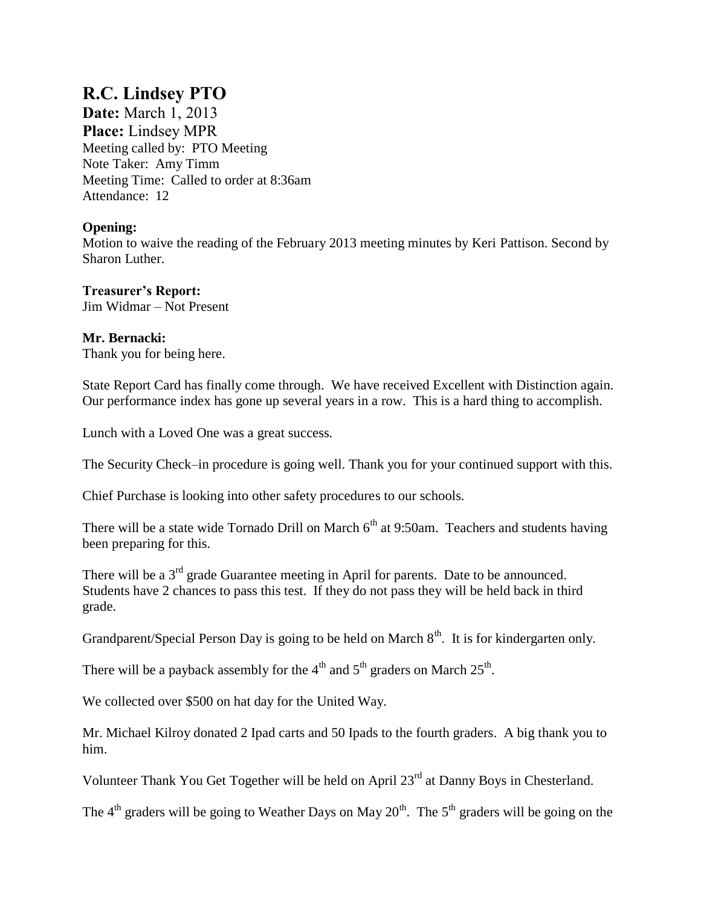# R.C. Lindsey PTO

**Date:** March 1, 2013
**Place:** Lindsey MPR
Meeting called by: PTO Meeting
Note Taker: Amy Timm
Meeting Time: Called to order at 8:36am
Attendance: 12

**Opening:**
Motion to waive the reading of the February 2013 meeting minutes by Keri Pattison. Second by Sharon Luther.

**Treasurer's Report:**
Jim Widmar – Not Present

**Mr. Bernacki:**
Thank you for being here.

State Report Card has finally come through. We have received Excellent with Distinction again. Our performance index has gone up several years in a row. This is a hard thing to accomplish.

Lunch with a Loved One was a great success.

The Security Check–in procedure is going well. Thank you for your continued support with this.

Chief Purchase is looking into other safety procedures to our schools.

There will be a state wide Tornado Drill on March 6th at 9:50am. Teachers and students having been preparing for this.

There will be a 3rd grade Guarantee meeting in April for parents. Date to be announced. Students have 2 chances to pass this test. If they do not pass they will be held back in third grade.

Grandparent/Special Person Day is going to be held on March 8th. It is for kindergarten only.

There will be a payback assembly for the 4th and 5th graders on March 25th.

We collected over $500 on hat day for the United Way.

Mr. Michael Kilroy donated 2 Ipad carts and 50 Ipads to the fourth graders. A big thank you to him.

Volunteer Thank You Get Together will be held on April 23rd at Danny Boys in Chesterland.

The 4th graders will be going to Weather Days on May 20th. The 5th graders will be going on the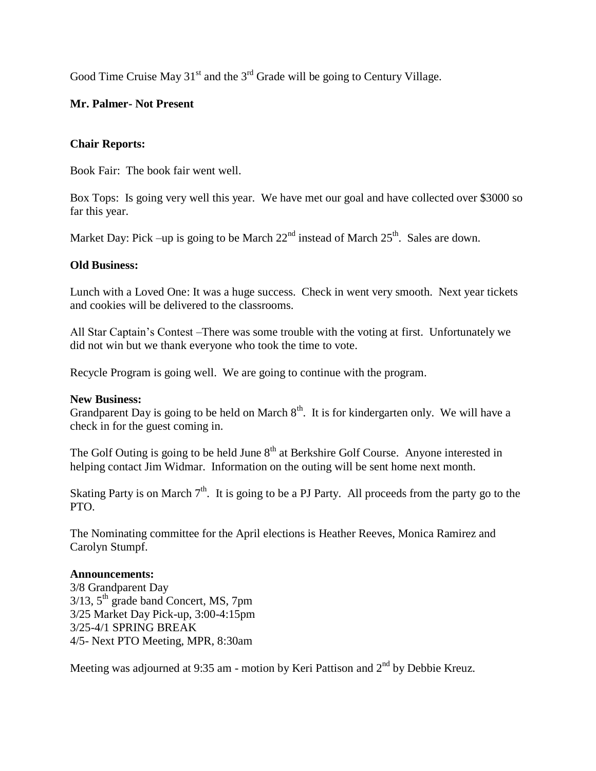Good Time Cruise May 31st and the 3rd Grade will be going to Century Village.

**Mr. Palmer- Not Present**

**Chair Reports:**

Book Fair: The book fair went well.

Box Tops: Is going very well this year. We have met our goal and have collected over $3000 so far this year.

Market Day: Pick –up is going to be March 22nd instead of March 25th. Sales are down.

**Old Business:**

Lunch with a Loved One: It was a huge success. Check in went very smooth. Next year tickets and cookies will be delivered to the classrooms.

All Star Captain's Contest –There was some trouble with the voting at first. Unfortunately we did not win but we thank everyone who took the time to vote.

Recycle Program is going well. We are going to continue with the program.

**New Business:**

Grandparent Day is going to be held on March 8th. It is for kindergarten only. We will have a check in for the guest coming in.

The Golf Outing is going to be held June 8th at Berkshire Golf Course. Anyone interested in helping contact Jim Widmar. Information on the outing will be sent home next month.

Skating Party is on March 7th. It is going to be a PJ Party. All proceeds from the party go to the PTO.

The Nominating committee for the April elections is Heather Reeves, Monica Ramirez and Carolyn Stumpf.

**Announcements:**

3/8 Grandparent Day
3/13, 5th grade band Concert, MS, 7pm
3/25 Market Day Pick-up, 3:00-4:15pm
3/25-4/1 SPRING BREAK
4/5- Next PTO Meeting, MPR, 8:30am

Meeting was adjourned at 9:35 am - motion by Keri Pattison and 2nd by Debbie Kreuz.